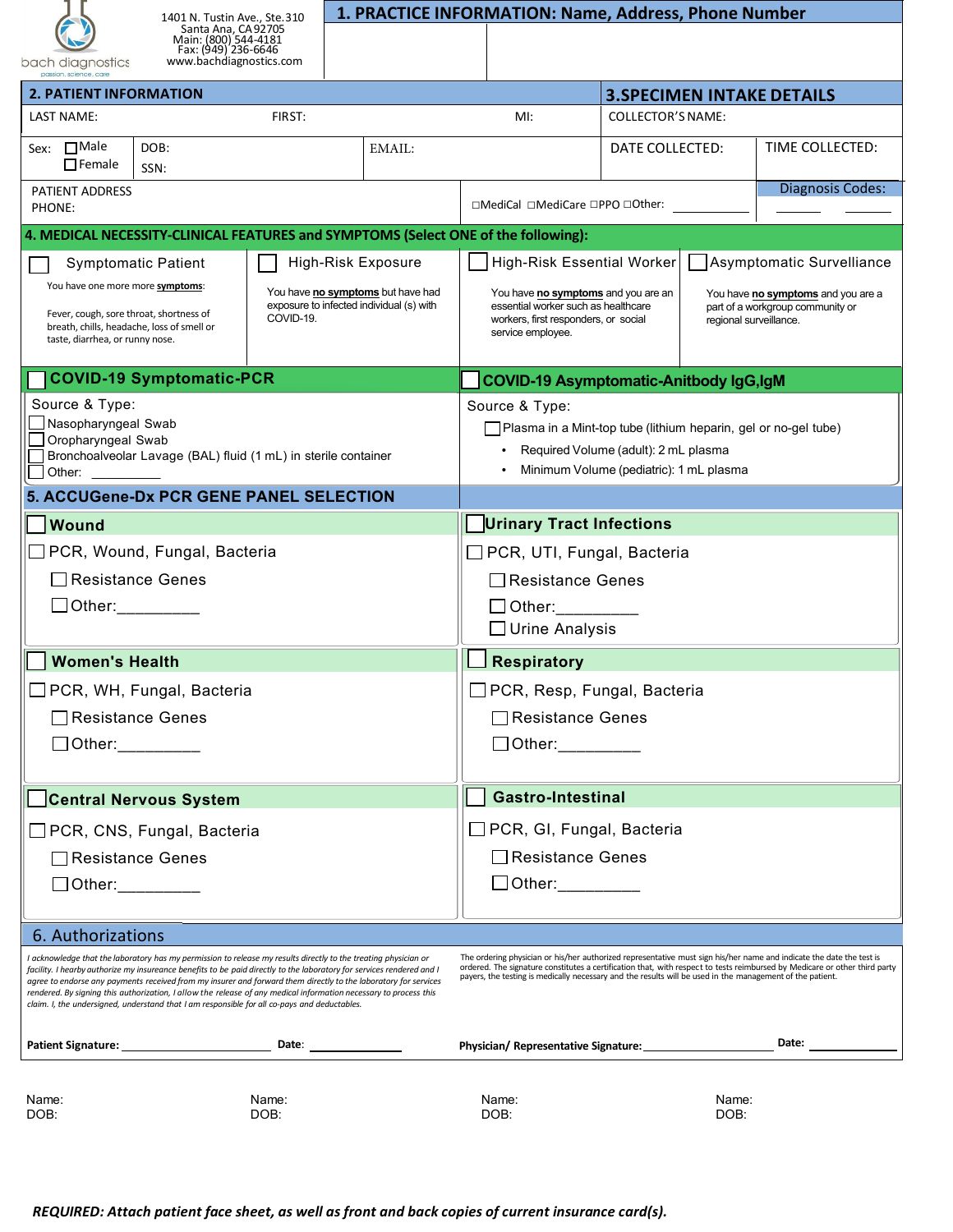bach diagnostics
passion. science. care

1401 N. Tustin Ave., Ste.310
Santa Ana, CA 92705
Main: (800) 544-4181
Fax: (949) 236-6646
www.bachdiagnostics.com

## 1. PRACTICE INFORMATION: Name, Address, Phone Number

## 2. PATIENT INFORMATION

LAST NAME: FIRST: MI:

Sex: ☐ Male ☐ Female

DOB:

SSN:

EMAIL:

PATIENT ADDRESS

PHONE:

☐MediCal ☐MediCare ☐PPO ☐Other: ___________

## 3.SPECIMEN INTAKE DETAILS

COLLECTOR'S NAME:

DATE COLLECTED:

TIME COLLECTED:

Diagnosis Codes: ______ ______

## 4. MEDICAL NECESSITY-CLINICAL FEATURES and SYMPTOMS (Select ONE of the following):

☐ **Symptomatic Patient**

You have one more more **symptoms**:

Fever, cough, sore throat, shortness of breath, chills, headache, loss of smell or taste, diarrhea, or runny nose.

☐ **High-Risk Exposure**

You have **no symptoms** but have had exposure to infected individual (s) with COVID-19.

☐ **High-Risk Essential Worker**

You have **no symptoms** and you are an essential worker such as healthcare workers, first responders, or social service employee.

☐ **Asymptomatic Surveillance**

You have **no symptoms** and you are a part of a workgroup community or regional surveillance.

### ☐ COVID-19 Symptomatic-PCR

Source & Type:

- ☐ Nasopharyngeal Swab
- ☐ Oropharyngeal Swab
- ☐ Bronchoalveolar Lavage (BAL) fluid (1 mL) in sterile container
- ☐ Other: __________

### ☐ COVID-19 Asymptomatic-Anitbody IgG,IgM

Source & Type:

☐ Plasma in a Mint-top tube (lithium heparin, gel or no-gel tube)

- Required Volume (adult): 2 mL plasma
- Minimum Volume (pediatric): 1 mL plasma

## 5. ACCUGene-Dx PCR GENE PANEL SELECTION

### ☐ Wound

- ☐ PCR, Wound, Fungal, Bacteria
  - ☐ Resistance Genes
  - ☐ Other:_________

### ☐ Urinary Tract Infections

- ☐ PCR, UTI, Fungal, Bacteria
  - ☐ Resistance Genes
  - ☐ Other:_________
  - ☐ Urine Analysis

### ☐ Women's Health

- ☐ PCR, WH, Fungal, Bacteria
  - ☐ Resistance Genes
  - ☐ Other:_________

### ☐ Respiratory

- ☐ PCR, Resp, Fungal, Bacteria
  - ☐ Resistance Genes
  - ☐ Other:_________

### ☐ Central Nervous System

- ☐ PCR, CNS, Fungal, Bacteria
  - ☐ Resistance Genes
  - ☐ Other:_________

### ☐ Gastro-Intestinal

- ☐ PCR, GI, Fungal, Bacteria
  - ☐ Resistance Genes
  - ☐ Other:_________

## 6. Authorizations

*I acknowledge that the laboratory has my permission to release my results directly to the treating physician or facility. I hearby authorize my insureance benefits to be paid directly to the laboratory for services rendered and I agree to endorse any payments received from my insurer and forward them directly to the laboratory for services rendered. By signing this authorization, I allow the release of any medical information necessary to process this claim. I, the undersigned, understand that I am responsible for all co-pays and deductables.*

**Patient Signature:** ____________________ **Date:** __________

The ordering physician or his/her authorized representative must sign his/her name and indicate the date the test is ordered. The signature constitutes a certification that, with respect to tests reimbursed by Medicare or other third party payers, the testing is medically necessary and the results will be used in the management of the patient.

**Physician/ Representative Signature:** ____________________ **Date:** __________

| Name: | Name: | Name: | Name: |
|---|---|---|---|
| DOB: | DOB: | DOB: | DOB: |

***REQUIRED: Attach patient face sheet, as well as front and back copies of current insurance card(s).***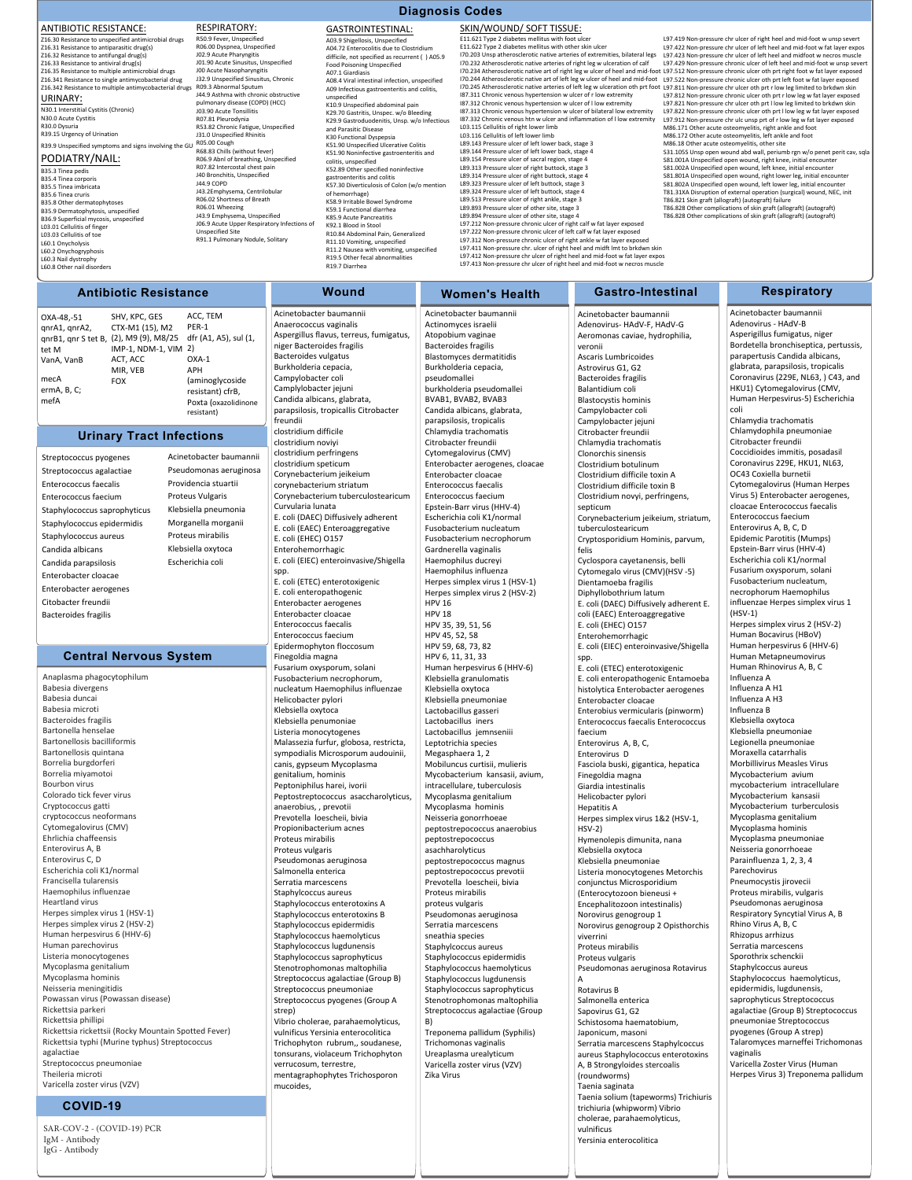# Diagnosis Codes

## ANTIBIOTIC RESISTANCE:

Z16.30 Resistance to unspecified antimicrobial drugs
Z16.31 Resistance to antiparasitic drug(s)
Z16.32 Resistance to antifungal drug(s)
Z16.33 Resistance to antiviral drug(s)
Z16.35 Resistance to multiple antimicrobial drugs
Z16.341 Resistance to single antimicrobacterial drug
Z16.342 Resistance to multiple antimycobacterial drugs

## URINARY:

N30.1 Interstitial Cystitis (Chronic)
N30.0 Acute Cystitis
R30.0 Dysuria
R39.15 Urgency of Urination
R39.9 Unspecified symptoms and signs involving the GU

## PODIATRY/NAIL:

B35.3 Tinea pedis
B35.4 Tinea corporis
B35.5 Tinea imbricata
B35.6 Tinea cruris
B35.8 Other dermatophytoses
B35.9 Dermatophytosis, unspecified
B36.9 Superficial mycosis, unspecified
L03.01 Cellulitis of finger
L03.03 Cellulitis of toe
L60.1 Onycholysis
L60.2 Onychogryphosis
L60.3 Nail dystrophy
L60.8 Other nail disorders

## RESPIRATORY:

R50.9 Fever, Unspecified
R06.00 Dyspnea, Unspecified
J02.9 Acute Pharyngitis
J01.90 Acute Sinusitus, Unspecified
J00 Acute Nasopharyngitis
J32.9 Unspecified Sinusitus, Chronic
R09.3 Abnormal Sputum
J44.9 Asthma with chronic obstructive pulmonary disease (COPD) (HCC)
J03.90 Acute Tonsillitis
R07.81 Pleurodynia
R53.82 Chronic Fatigue, Unspecified
J31.0 Unspecified Rhinitis
R05.00 Cough
R68.83 Chills (without fever)
R06.9 Abnl of breathing, Unspecified
R07.82 Intercostal chest pain
J40 Bronchitis, Unspecified
J44.9 COPD
J43.2Emphysema, Centrilobular
R06.02 Shortness of Breath
R06.01 Wheezing
J43.9 Emphysema, Unspecified
J06.9 Acute Upper Respiratory Infections of Unspecified Site
R91.1 Pulmonary Nodule, Solitary

## GASTROINTESTINAL:

A03.9 Shigellosis, Unspecified
A04.72 Enterocolitis due to Clostridium difficile, not specified as recurrent ( ) A05.9 Food Poisoning Unspecified
A07.1 Giardiasis
A08.4 Viral intestinal infection, unspecified
A09 Infectious gastroenteritis and colitis, unspecified
K10.9 Unspecified abdominal pain
K29.70 Gastritis, Unspec. w/o Bleeding
K29.9 Gastrodudenitis, Unsp. w/o Infectious and Parasitic Disease
K30 Functional Dyspepsia
K51.90 Unspecified Ulcerative Colitis
K51.90 Noninfective gastroenteritis and colitis, unspecified
K52.89 Other specified noninfective gastroenteritis and colitis
K57.30 Diverticulosis of Colon (w/o mention of hemorrhage)
K58.9 Irritable Bowel Syndrome
K59.1 Functional diarrhea
K85.9 Acute Pancreatitis
K92.1 Blood in Stool
R10.84 Abdominal Pain, Generalized
R11.10 Vomiting, unspecified
R11.2 Nausea with vomiting, unspecified
R19.5 Other fecal abnormalities
R19.7 Diarrhea

## SKIN/WOUND/ SOFT TISSUE:

E11.621 Type 2 diabetes mellitus with foot ulcer
E11.622 Type 2 diabetes mellitus with other skin ulcer
I70.203 Unsp atherosclerotic native arteries of extremities, bilateral legs
I70.232 Atherosclerotic native arteries of right leg w ulceration of calf
I70.234 Atherosclerotic native art of right leg w ulcer of heel and mid-foot
I70.244 Atherosclerotic native art of left leg w ulcer of heel and mid-foot
I70.245 Atherosclerotic native arteries of left leg w ulceration oth prt foot
I87.311 Chronic venous hypertension w ulcer of r low extremity
I87.312 Chronic venous hypertension w ulcer of l low extremity
I87.313 Chronic venous hypertension w ulcer of bilateral low extremity
I87.332 Chronic venous htn w ulcer and inflammation of l low extremity
L03.115 Cellulitis of right lower limb
L03.116 Cellulitis of left lower limb
L89.143 Pressure ulcer of left lower back, stage 3
L89.144 Pressure ulcer of left lower back, stage 4
L89.154 Pressure ulcer of sacral region, stage 4
L89.313 Pressure ulcer of right buttock, stage 3
L89.314 Pressure ulcer of right buttock, stage 4
L89.323 Pressure ulcer of left buttock, stage 3
L89.324 Pressure ulcer of left buttock, stage 4
L89.513 Pressure ulcer of right ankle, stage 3
L89.893 Pressure ulcer of other site, stage 3
L89.894 Pressure ulcer of other site, stage 4
L97.212 Non-pressure chronic ulcer of right calf w fat layer exposed
L97.222 Non-pressure chronic ulcer of left calf w fat layer exposed
L97.312 Non-pressure chronic ulcer of right ankle w fat layer exposed
L97.411 Non-pressure chr. ulcer of right heel and midft lmt to brkdwn skin
L97.412 Non-pressure chr ulcer of right heel and mid-foot w fat layer expos
L97.413 Non-pressure chr ulcer of right heel and mid-foot w necros muscle
L97.419 Non-pressure chr ulcer of right heel and mid-foot w unsp severt
L97.422 Non-pressure chr ulcer of left heel and mid-foot w fat layer expos
L97.423 Non-pressure chr ulcer of left heel and midfoot w necros muscle
L97.429 Non-pressure chr ulcer of left heel and mid-foot w unsp severt
L97.512 Non-pressure chronic ulcer oth prt right foot w fat layer exposed
L97.522 Non-pressure chronic ulcer oth prt left foot w fat layer exposed
L97.811 Non-pressure chr ulcer oth prt r low leg limited to brkdwn skin
L97.812 Non-pressure chronic ulcer oth prt r low leg w fat layer exposed
L97.821 Non-pressure chr ulcer oth prt l low leg limited to brkdwn skin
L97.822 Non-pressure chronic ulcer oth prt l low leg w fat layer exposed
L97.912 Non-pressure chr ulc unsp prt of r low leg w fat layer exposed
M86.171 Other acute osteomyelitis, right ankle and foot
M86.172 Other acute osteomyelitis, left ankle and foot
M86.18 Other acute osteomyelitis, other site
S31.105S Unsp open wound abd wall, periumb rgn w/o penet perit cav, sqla
S81.001A Unspecified open wound, right knee, initial encounter
S81.002A Unspecified open wound, left knee, initial encounter
S81.801A Unspecified open wound, right lower leg, initial encounter
S81.802A Unspecified open wound, left lower leg, initial encounter
T81.31XA Disruption of external operation (surgical) wound, NEC, init
T86.821 Skin graft (allograft) (autograft) failure
T86.828 Other complications of skin graft (allograft) (autograft)
T86.828 Other complications of skin graft (allograft) (autograft)

## Antibiotic Resistance

OXA-48,-51
qnrA1, qnrA2, qnrB1, qnr S tet B, tet M
VanA, VanB
mecA
ermA, B, C;
mefA
SHV, KPC, GES
CTX-M1 (15), M2 (2), M9 (9), M8/25 2)
IMP-1, NDM-1, VIM
ACT, ACC
MIR, VEB
FOX
ACC, TEM
PER-1
dfr (A1, A5), sul (1,
OXA-1
APH (aminoglycoside resistant) cfrB,
Poxta (oxazolidinone resistant)

## Urinary Tract Infections

Streptococcus pyogenes
Streptococcus agalactiae
Enterococcus faecalis
Enterococcus faecium
Staphylococcus saprophyticus
Staphylococcus epidermidis
Staphylococcus aureus
Candida albicans
Candida parapsilosis
Enterobacter cloacae
Enterobacter aerogenes
Citobacter freundii
Bacteroides fragilis
Acinetobacter baumannii
Pseudomonas aeruginosa
Providencia stuartii
Proteus Vulgaris
Klebsiella pneumonia
Morganella morganii
Proteus mirabilis
Klebsiella oxytoca
Escherichia coli

## Central Nervous System

Anaplasma phagocytophilum
Babesia divergens
Babesia duncai
Babesia microti
Bacteroides fragilis
Bartonella henselae
Bartonellosis bacilliformis
Bartonellosis quintana
Borrelia burgdorferi
Borrelia miyamotoi
Bourbon virus
Colorado tick fever virus
Cryptococcus gatti
cryptococcus neoformans
Cytomegalovirus (CMV)
Ehrlichia chaffeensis
Enterovirus A, B
Enterovirus C, D
Escherichia coli K1/normal
Francisella tularensis
Haemophilus influenzae
Heartland virus
Herpes simplex virus 1 (HSV-1)
Herpes simplex virus 2 (HSV-2)
Human herpesvirus 6 (HHV-6)
Human parechovirus
Listeria monocytogenes
Mycoplasma genitalium
Mycoplasma hominis
Neisseria meningitidis
Powassan virus (Powassan disease)
Rickettsia parkeri
Rickettsia phillipi
Rickettsia rickettsii (Rocky Mountain Spotted Fever)
Rickettsia typhi (Murine typhus) Streptococcus agalactiae
Streptococcus pneumoniae
Theileria microti
Varicella zoster virus (VZV)

## COVID-19

SAR-COV-2 - (COVID-19) PCR
IgM - Antibody
IgG - Antibody

## Wound

Acinetobacter baumannii
Anaerococcus vaginalis
Aspergillus flavus, terreus, fumigatus, niger Bacteroides fragilis
Bacteroides vulgatus
Burkholderia cepacia,
Campylobacter coli
Camplylobacter jejuni
Candida albicans, glabrata, parapsilosis, tropicallis Citrobacter freundii
clostridium difficile
clostridium noviyi
clostridium perfringens
clostridium speticum
Corynebacterium jeikeium
corynebacterium striatum
Corynebacterium tuberculostearicum
Curvularia lunata
E. coli (DAEC) Diffusively adherent
E. coli (EAEC) Enteroaggregative
E. coli (EHEC) O157
Enterohemorrhagic
E. coli (EIEC) enteroinvasive/Shigella spp.
E. coli (ETEC) enterotoxigenic
E. coli enteropathogenic
Enterobacter aerogenes
Enterobacter cloacae
Enterococcus faecalis
Enterococcus faecium
Epidermophyton floccosum
Finegoldia magna
Fusarium oxysporum, solani
Fusobacterium necrophorum, nucleatum Haemophilus influenzae
Helicobacter pylori
Klebsiella oxytoca
Klebsiella penumoniae
Listeria monocytogenes
Malassezia furfur, globosa, restricta, sympodialis Microsporum audouinii, canis, gypseum Mycoplasma genitalium, hominis
Peptoniphilus harei, ivorii
Peptostreptococcus asaccharolyticus, anaerobius, , prevotii
Prevotella loescheii, bivia
Propionibacterium acnes
Proteus mirabilis
Proteus vulgaris
Pseudomonas aeruginosa
Salmonella enterica
Serratia marcescens
Staphylococcus aureus
Staphylococcus enterotoxins A
Staphylococcus enterotoxins B
Staphylococcus epidermidis
Staphylococcus haemolyticus
Staphylococcus lugdunensis
Staphylococcus saprophyticus
Stenotrophomonas maltophilia
Streptococcus aglactiae (Group B)
Streptococcus pneumoniae
Streptococcus pyogenes (Group A strep)
Vibrio cholerae, parahaemolyticus, vulnificus Yersinia enterocolitica
Trichophyton rubrum,, soudanese, tonsurans, violaceum Trichophyton verrucosum, terrestre, mentagraphophytes Trichosporon mucoides,

## Women's Health

Acinetobacter baumannii
Actinomyces israelii
Atopobium vaginae
Bacteroides fragilis
Blastomyces dermatitidis
Burkholderia cepacia, pseudomallei
burkholderia pseudomallei
BVAB1, BVAB2, BVAB3
Candida albicans, glabrata, parapsilosis, tropicals
Chlamydia trachomatis
Citrobacter freundii
Cytomegalovirus (CMV)
Enterobacter aerogenes, cloacae
Enterobacter cloacae
Enterococcus faecalis
Enterococcus faecium
Epstein-Barr virus (HHV-4)
Escherichia coli K1/normal
Fusobacterium nucleatum
Fusobacterium necrophorum
Gardnerella vaginalis
Haemophilus ducreyi
Haemophilus influenza
Herpes simplex virus 1 (HSV-1)
Herpes simplex virus 2 (HSV-2)
HPV 16
HPV 18
HPV 35, 39, 51, 56
HPV 45, 52, 58
HPV 59, 68, 73, 82
HPV 6, 11, 31, 33
Human herpesvirus 6 (HHV-6)
Klebsiella granulomatis
Klebsiella oxytoca
Klebsiella pneumoniae
Lactobacillus gasseri
Lactobacillus iners
Lactobacillus jemnsenii
Leptotrichia species
Megasphaera 1, 2
Mobiluncus curtisii, mulieris
Mycobacterium kansasii, avium, intracellulare, tuberculosis
Mycoplasma genitalium
Mycoplasma hominis
Neisseria gonorrhoeae
peptostrepococcus anaerobius
peptostrepococcus asachharolyticus
peptostrepococcus magnus
peptostrepococcus prevotii
Prevotella loescheii, bivia
Proteus mirabilis
proteus vulgaris
Pseudomonas aeruginosa
Serratia marcescens
sneathia species
Staphylcoccus aureus
Staphylococcus epidermidis
Staphylococcus haemolyticus
Staphylococcus lugdunensis
Staphylococcus saprophyticus
Stenotrophomonas maltophilia
Streptococcus agalactiae (Group B)
Treponema pallidum (Syphilis)
Trichomonas vaginalis
Ureaplasma urealyticum
Varicella zoster virus (VZV)
Zika Virus

## Gastro-Intestinal

Acinetobacter baumannii
Adenovirus- HAdV-F, HAdV-G
Aeromonas caviae, hydrophilia, veronii
Ascaris Lumbricoides
Astrovirus G1, G2
Bacteroides fragilis
Balantidium coli
Blastocystis hominis
Campylobacter coli
Campylobacter jejuni
Citrobacter freundii
Chlamydia trachomatis
Clonorchis sinensis
Clostridium botulinum
Clostridium difficile toxin A
Clostridium difficile toxin B
Clostridium novyi, perfringens, septicum
Corynebacterium jeikeium, striatum, tuberculostearicum
Cryptosporidium Hominis, parvum, felis
Cyclospora cayetanensis, belli
Cytomegalo virus (CMV)(HSV -5)
Dientamoeba fragilis
Diphyllobothrium latum
E. coli (DAEC) Diffusively adherent E. coli (EAEC) Enteroaggregative
E. coli (EHEC) O157
Enterohemorrhagic
E. coli (EIEC) enteroinvasive/Shigella spp.
E. coli (ETEC) enterotoxigenic
E. coli enteropathogenic Entamoeba histolytica Enterobacter aerogenes
Enterobacter cloacae
Enterobius vermicularis (pinworm)
Enterococcus faecalis Enterococcus faecium
Enterovirus A, B, C,
Enterovirus D
Fasciola buski, gigantica, hepatica
Finegoldia magna
Giardia intestinalis
Helicobacter pylori
Hepatitis A
Herpes simplex virus 1&2 (HSV-1, HSV-2)
Hymenolepis dimunita, nana
Klebsiella oxytoca
Klebsiella pneumoniae
Listeria monocytogenes Metorchis conjunctus Microsporidium (Enterocytozoon bieneusi + Encephalitozoon intestinalis)
Norovirus genogroup 1
Norovirus genogroup 2 Opisthorchis viverrini
Proteus mirabilis
Proteus vulgaris
Pseudomonas aeruginosa Rotavirus A
Rotavirus B
Salmonella enterica
Sapovirus G1, G2
Schistosoma haematobium, Japonicum, masoni
Serratia marcescens Staphylcoccus aureus Staphylococcus enterotoxins A, B Strongyloides stercoalis (roundworms)
Taenia saginata
Taenia solium (tapeworms) Trichiuris trichiuria (whipworm) Vibrio cholerae, parahaemolyticus, vulnificus
Yersinia enterocolitica

## Respiratory

Acinetobacter baumannii
Adenovirus - HAdV-B
Asperigillus fumigatus, niger
Bordetella bronchiseptica, pertussis, parapertusis Candida albicans, glabrata, parapsilosis, tropicalis
Coronavirus (229E, NL63, ) C43, and HKU1) Cytomegalovirus (CMV, Human Herpesvirus-5) Escherichia coli
Chlamydia trachomatis
Chlamydophila pneumoniae
Citrobacter freundii
Coccidioides immitis, posadasil
Coronavirus 229E, HKU1, NL63, OC43 Coxiella burnetii
Cytomegalovirus (Human Herpes Virus 5) Enterobacter aerogenes, cloacae Enterococcus faecalis
Enterococcus faecium
Enterovirus A, B, C, D
Epidemic Parotitis (Mumps)
Epstein-Barr virus (HHV-4)
Escherichia coli K1/normal
Fusarium oxysporum, solani
Fusobacterium nucleatum, necrophorum Haemophilus influenzae Herpes simplex virus 1 (HSV-1)
Herpes simplex virus 2 (HSV-2)
Human Bocavirus (HBoV)
Human herpesvirus 6 (HHV-6)
Human Metapneumovirus
Human Rhinovirus A, B, C
Influenza A
Influenza A H1
Influenza A H3
Influenza B
Klebsiella oxytoca
Klebsiella pneumoniae
Legionella pneumoniae
Moraxella catarrhalis
Morbillivirus Measles Virus
Mycobacterium avium
mycobacterium intracellulare
Mycobacterium kansasii
Mycobacterium turberculosis
Mycoplasma genitalium
Mycoplasma hominis
Mycoplasma pneumoniae
Neisseria gonorrhoeae
Parainfluenza 1, 2, 3, 4
Parechovirus
Pneumocystis jirovecii
Proteus mirabilis, vulgaris
Pseudomonas aeruginosa
Respiratory Syncytial Virus A, B
Rhino Virus A, B, C
Rhizopus arrhizus
Serratia marcescens
Sporothrix schenckii
Staphylcoccus aureus
Staphylococcus haemolyticus, epidermidis, lugdunensis, saprophyticus Streptococcus agalactiae (Group B) Streptococcus pneumoniae Streptococcus pyogenes (Group A strep)
Talaromyces marneffei Trichomonas vaginalis
Varicella Zoster Virus (Human Herpes Virus 3) Treponema pallidum